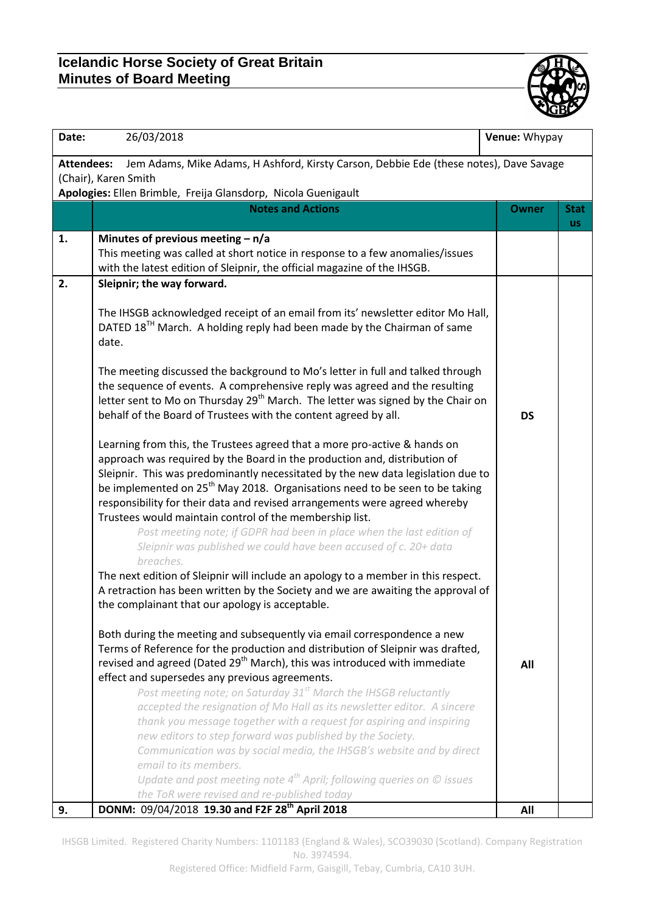# Icelandic Horse Society of Great Britain
## Minutes of Board Meeting

| Date: | 26/03/2018 | Venue: Whypay | |
|---|---|---|---|
| **Attendees:** Jem Adams, Mike Adams, H Ashford, Kirsty Carson, Debbie Ede (these notes), Dave Savage (Chair), Karen Smith<br>**Apologies:** Ellen Brimble, Freija Glansdorp, Nicola Guenigault | | | |

| | Notes and Actions | Owner | Status |
|---|---|---|---|
| **1.** | **Minutes of previous meeting – n/a**<br>This meeting was called at short notice in response to a few anomalies/issues with the latest edition of Sleipnir, the official magazine of the IHSGB. | | |
| **2.** | **Sleipnir; the way forward.**<br><br>The IHSGB acknowledged receipt of an email from its' newsletter editor Mo Hall, DATED 18[TH] March. A holding reply had been made by the Chairman of same date.<br><br>The meeting discussed the background to Mo's letter in full and talked through the sequence of events. A comprehensive reply was agreed and the resulting letter sent to Mo on Thursday 29[th] March. The letter was signed by the Chair on behalf of the Board of Trustees with the content agreed by all. | **DS** | |
| | Learning from this, the Trustees agreed that a more pro-active & hands on approach was required by the Board in the production and, distribution of Sleipnir. This was predominantly necessitated by the new data legislation due to be implemented on 25[th] May 2018. Organisations need to be seen to be taking responsibility for their data and revised arrangements were agreed whereby Trustees would maintain control of the membership list.<br>*Post meeting note; if GDPR had been in place when the last edition of Sleipnir was published we could have been accused of c. 20+ data breaches.*<br>The next edition of Sleipnir will include an apology to a member in this respect. A retraction has been written by the Society and we are awaiting the approval of the complainant that our apology is acceptable.<br><br>Both during the meeting and subsequently via email correspondence a new Terms of Reference for the production and distribution of Sleipnir was drafted, revised and agreed (Dated 29[th] March), this was introduced with immediate effect and supersedes any previous agreements.<br>*Post meeting note; on Saturday 31[st] March the IHSGB reluctantly accepted the resignation of Mo Hall as its newsletter editor. A sincere thank you message together with a request for aspiring and inspiring new editors to step forward was published by the Society. Communication was by social media, the IHSGB's website and by direct email to its members.*<br>*Update and post meeting note 4[th] April; following queries on © issues the ToR were revised and re-published today* | **All** | |
| **9.** | **DONM:** 09/04/2018 **19.30 and F2F 28[th] April 2018** | **All** | |

IHSGB Limited. Registered Charity Numbers: 1101183 (England & Wales), SCO39030 (Scotland). Company Registration No. 3974594.
Registered Office: Midfield Farm, Gaisgill, Tebay, Cumbria, CA10 3UH.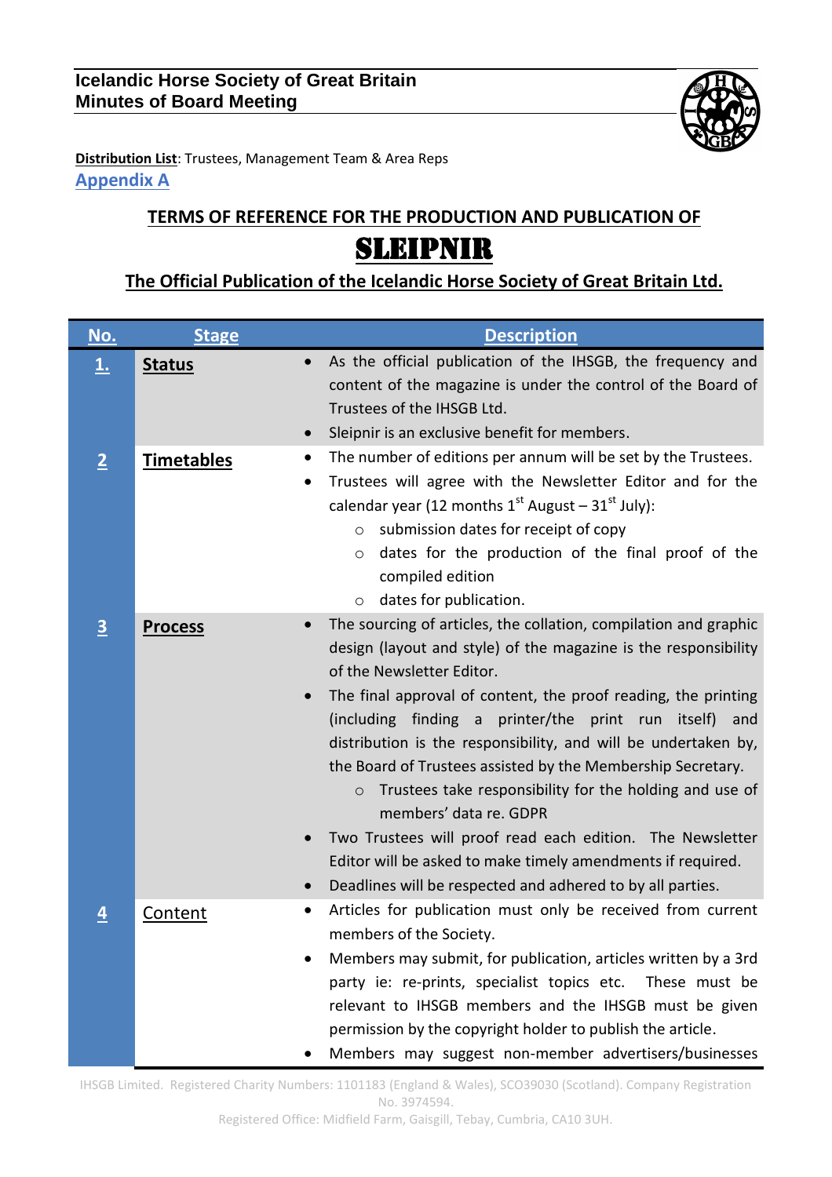**Icelandic Horse Society of Great Britain**
**Minutes of Board Meeting**

**Distribution List**: Trustees, Management Team & Area Reps

## Appendix A

### TERMS OF REFERENCE FOR THE PRODUCTION AND PUBLICATION OF

# SLEIPNIR

### The Official Publication of the Icelandic Horse Society of Great Britain Ltd.

| No. | Stage | Description |
|---|---|---|
| 1. | **Status** | • As the official publication of the IHSGB, the frequency and content of the magazine is under the control of the Board of Trustees of the IHSGB Ltd.<br>• Sleipnir is an exclusive benefit for members. |
| 2 | **Timetables** | • The number of editions per annum will be set by the Trustees.<br>• Trustees will agree with the Newsletter Editor and for the calendar year (12 months 1st August – 31st July):<br>  ○ submission dates for receipt of copy<br>  ○ dates for the production of the final proof of the compiled edition<br>  ○ dates for publication. |
| 3 | **Process** | • The sourcing of articles, the collation, compilation and graphic design (layout and style) of the magazine is the responsibility of the Newsletter Editor.<br>• The final approval of content, the proof reading, the printing (including finding a printer/the print run itself) and distribution is the responsibility, and will be undertaken by, the Board of Trustees assisted by the Membership Secretary.<br>  ○ Trustees take responsibility for the holding and use of members' data re. GDPR<br>• Two Trustees will proof read each edition. The Newsletter Editor will be asked to make timely amendments if required.<br>• Deadlines will be respected and adhered to by all parties. |
| 4 | Content | • Articles for publication must only be received from current members of the Society.<br>• Members may submit, for publication, articles written by a 3rd party ie: re-prints, specialist topics etc. These must be relevant to IHSGB members and the IHSGB must be given permission by the copyright holder to publish the article.<br>• Members may suggest non-member advertisers/businesses |

IHSGB Limited. Registered Charity Numbers: 1101183 (England & Wales), SCO39030 (Scotland). Company Registration No. 3974594.
Registered Office: Midfield Farm, Gaisgill, Tebay, Cumbria, CA10 3UH.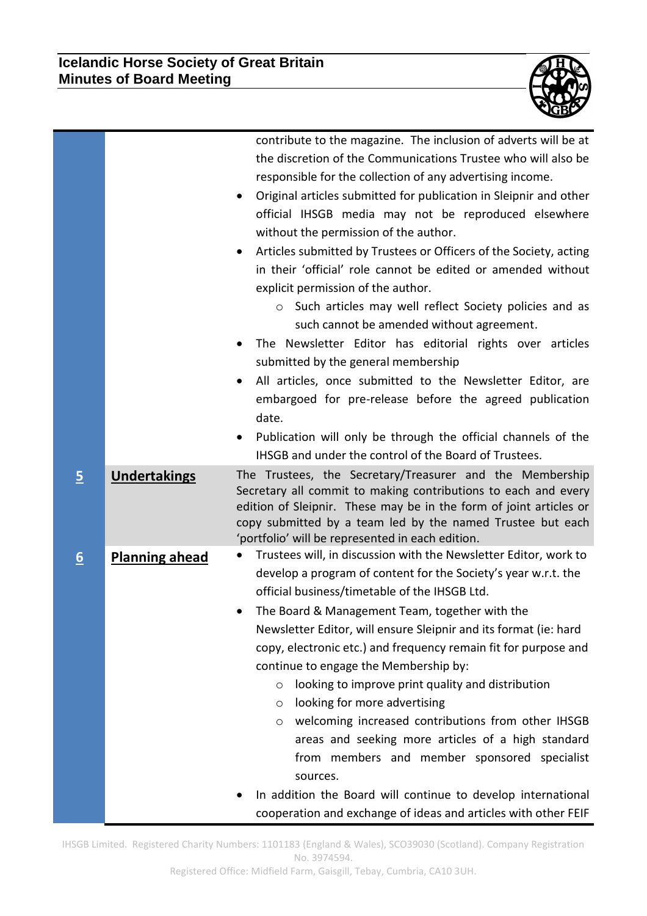| | | |
|---|---|---|
| | | contribute to the magazine. The inclusion of adverts will be at the discretion of the Communications Trustee who will also be responsible for the collection of any advertising income.<br>• Original articles submitted for publication in Sleipnir and other official IHSGB media may not be reproduced elsewhere without the permission of the author.<br>• Articles submitted by Trustees or Officers of the Society, acting in their 'official' role cannot be edited or amended without explicit permission of the author.<br>  ○ Such articles may well reflect Society policies and as such cannot be amended without agreement.<br>• The Newsletter Editor has editorial rights over articles submitted by the general membership<br>• All articles, once submitted to the Newsletter Editor, are embargoed for pre-release before the agreed publication date.<br>• Publication will only be through the official channels of the IHSGB and under the control of the Board of Trustees. |
| **5** | **Undertakings** | The Trustees, the Secretary/Treasurer and the Membership Secretary all commit to making contributions to each and every edition of Sleipnir. These may be in the form of joint articles or copy submitted by a team led by the named Trustee but each 'portfolio' will be represented in each edition. |
| **6** | **Planning ahead** | • Trustees will, in discussion with the Newsletter Editor, work to develop a program of content for the Society's year w.r.t. the official business/timetable of the IHSGB Ltd.<br>• The Board & Management Team, together with the Newsletter Editor, will ensure Sleipnir and its format (ie: hard copy, electronic etc.) and frequency remain fit for purpose and continue to engage the Membership by:<br>  ○ looking to improve print quality and distribution<br>  ○ looking for more advertising<br>  ○ welcoming increased contributions from other IHSGB areas and seeking more articles of a high standard from members and member sponsored specialist sources.<br>• In addition the Board will continue to develop international cooperation and exchange of ideas and articles with other FEIF |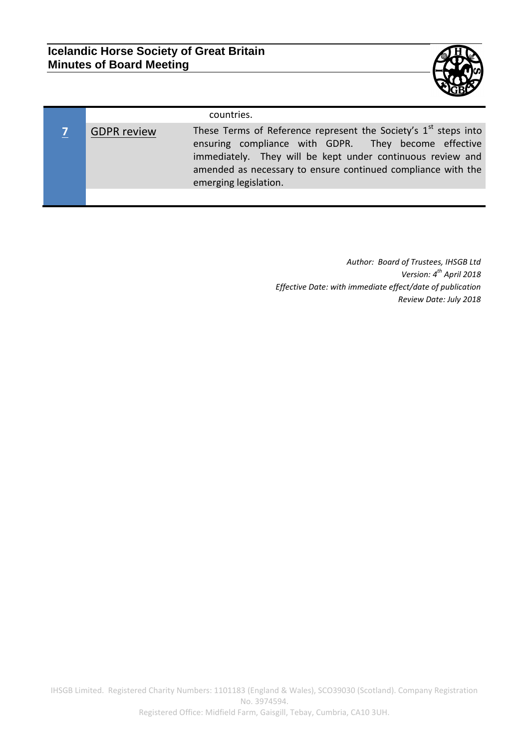| | | |
|---|---|---|
| | | countries. |
| 7 | GDPR review | These Terms of Reference represent the Society's 1st steps into ensuring compliance with GDPR. They become effective immediately. They will be kept under continuous review and amended as necessary to ensure continued compliance with the emerging legislation. |

*Author: Board of Trustees, IHSGB Ltd*
*Version: 4th April 2018*
*Effective Date: with immediate effect/date of publication*
*Review Date: July 2018*